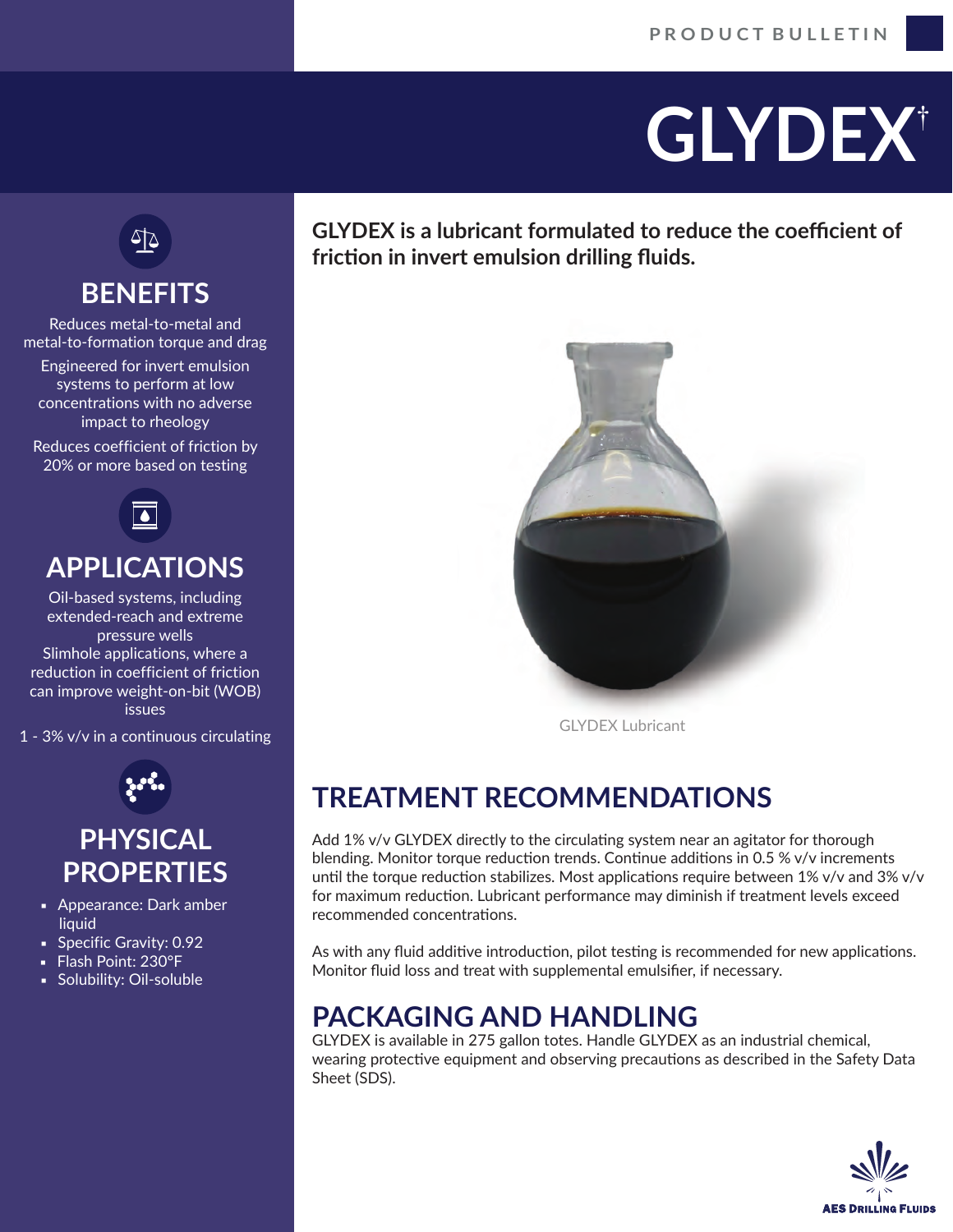PRODUCT BULLETIN

# GLYDEX†

**GLYDEX is a lubricant formulated to reduce the coefficient of friction in invert emulsion drilling fluids.**

GLYDEX Lubricant

## BENEFITS

Reduces metal-to-metal and metal-to-formation torque and drag

Engineered for invert emulsion systems to perform at low concentrations with no adverse impact to rheology

Reduces coefficient of friction by 20% or more based on testing

## APPLICATIONS

Oil-based systems, including extended-reach and extreme pressure wells

Slimhole applications, where a reduction in coefficient of friction can improve weight-on-bit (WOB) issues

1 - 3% v/v in a continuous circulating

## PHYSICAL PROPERTIES

- Appearance: Dark amber liquid
- Specific Gravity: 0.92
- Flash Point: 230°F
- Solubility: Oil-soluble

## TREATMENT RECOMMENDATIONS

Add 1% v/v GLYDEX directly to the circulating system near an agitator for thorough blending. Monitor torque reduction trends. Continue additions in 0.5 % v/v increments until the torque reduction stabilizes. Most applications require between 1% v/v and 3% v/v for maximum reduction. Lubricant performance may diminish if treatment levels exceed recommended concentrations.

As with any fluid additive introduction, pilot testing is recommended for new applications. Monitor fluid loss and treat with supplemental emulsifier, if necessary.

## PACKAGING AND HANDLING

GLYDEX is available in 275 gallon totes. Handle GLYDEX as an industrial chemical, wearing protective equipment and observing precautions as described in the Safety Data Sheet (SDS).

AES DRILLING FLUIDS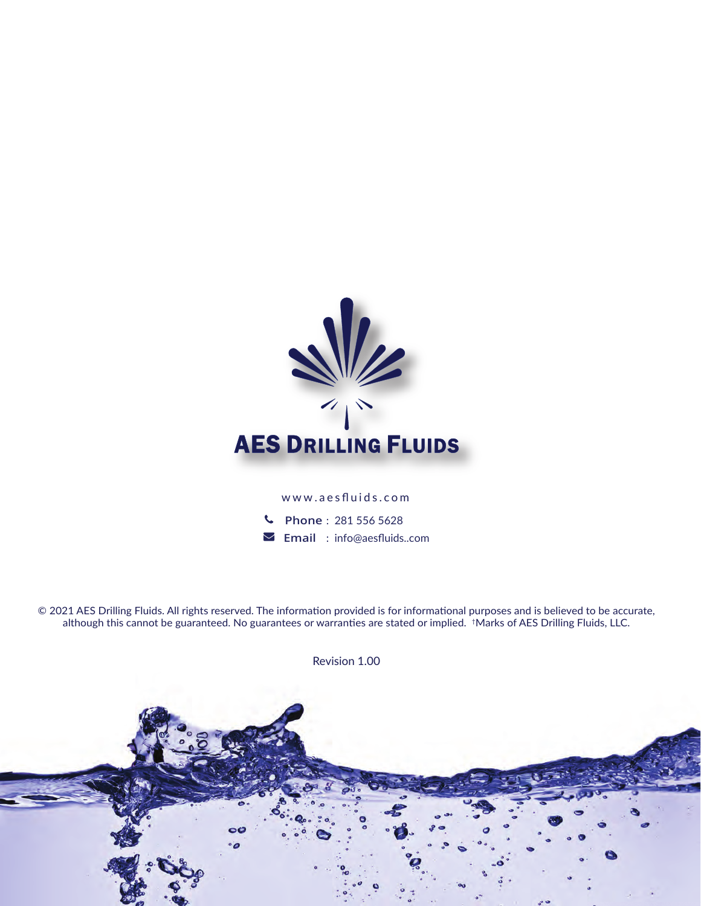AES DRILLING FLUIDS

www.aesfluids.com

**Phone** : 281 556 5628

**Email** : info@aesfluids..com

© 2021 AES Drilling Fluids. All rights reserved. The information provided is for informational purposes and is believed to be accurate, although this cannot be guaranteed. No guarantees or warranties are stated or implied. †Marks of AES Drilling Fluids, LLC.

Revision 1.00